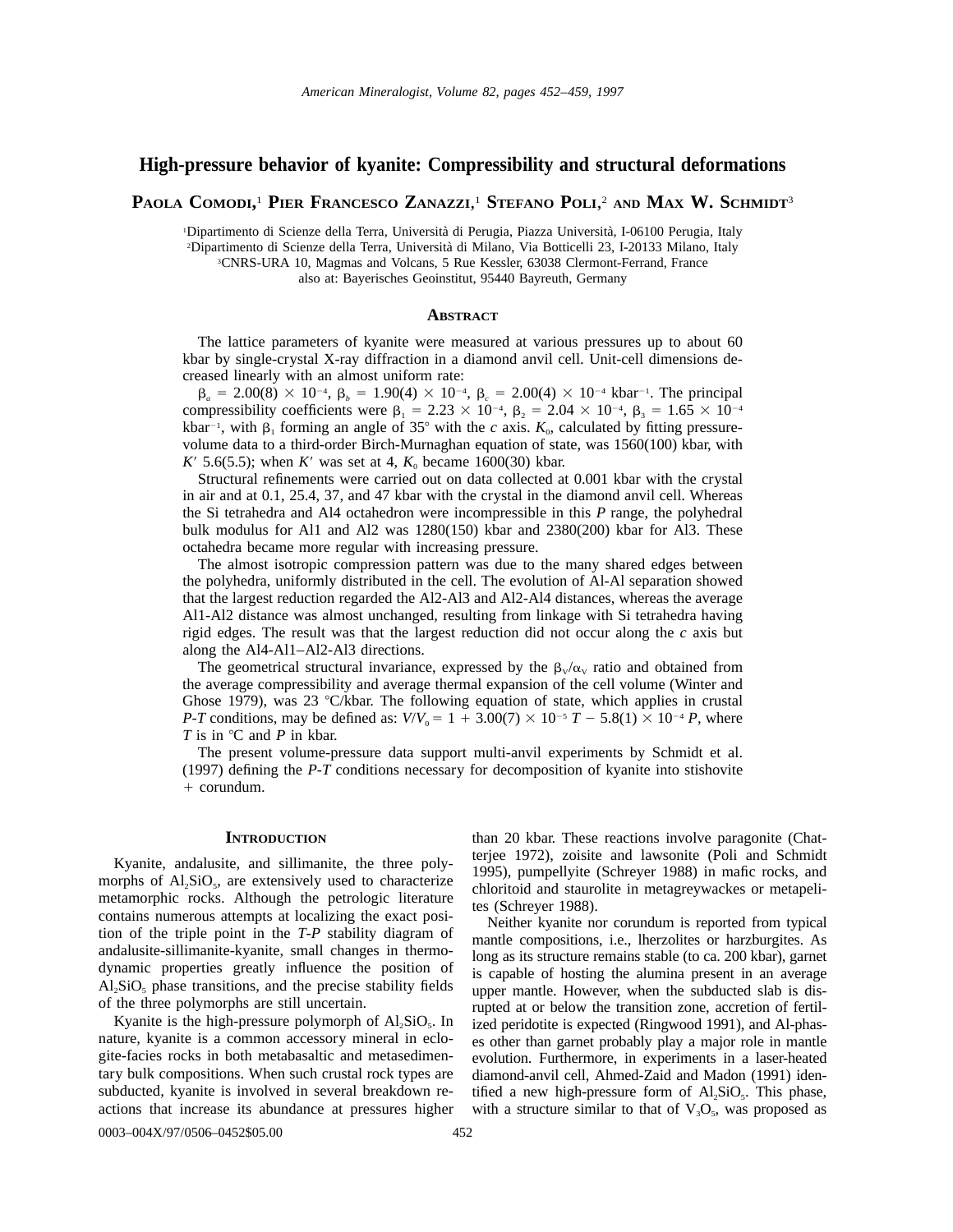# High-pressure behavior of kyanite: Compressibility and structural deformations

**Paola Comodi,[1] Pier Francesco Zanazzi,[1] Stefano Poli,[2] and Max W. Schmidt[3]**

[1]Dipartimento di Scienze della Terra, Università di Perugia, Piazza Università, I-06100 Perugia, Italy
[2]Dipartimento di Scienze della Terra, Università di Milano, Via Botticelli 23, I-20133 Milano, Italy
[3]CNRS-URA 10, Magmas and Volcans, 5 Rue Kessler, 63038 Clermont-Ferrand, France
also at: Bayerisches Geoinstitut, 95440 Bayreuth, Germany

## Abstract

The lattice parameters of kyanite were measured at various pressures up to about 60 kbar by single-crystal X-ray diffraction in a diamond anvil cell. Unit-cell dimensions decreased linearly with an almost uniform rate:

$\beta_a = 2.00(8) \times 10^{-4}$, $\beta_b = 1.90(4) \times 10^{-4}$, $\beta_c = 2.00(4) \times 10^{-4}$ kbar$^{-1}$. The principal compressibility coefficients were $\beta_1 = 2.23 \times 10^{-4}$, $\beta_2 = 2.04 \times 10^{-4}$, $\beta_3 = 1.65 \times 10^{-4}$ kbar$^{-1}$, with $\beta_1$ forming an angle of 35° with the *c* axis. $K_0$, calculated by fitting pressure-volume data to a third-order Birch-Murnaghan equation of state, was 1560(100) kbar, with $K'$ 5.6(5.5); when $K'$ was set at 4, $K_0$ became 1600(30) kbar.

Structural refinements were carried out on data collected at 0.001 kbar with the crystal in air and at 0.1, 25.4, 37, and 47 kbar with the crystal in the diamond anvil cell. Whereas the Si tetrahedra and Al4 octahedron were incompressible in this *P* range, the polyhedral bulk modulus for Al1 and Al2 was 1280(150) kbar and 2380(200) kbar for Al3. These octahedra became more regular with increasing pressure.

The almost isotropic compression pattern was due to the many shared edges between the polyhedra, uniformly distributed in the cell. The evolution of Al-Al separation showed that the largest reduction regarded the Al2-Al3 and Al2-Al4 distances, whereas the average Al1-Al2 distance was almost unchanged, resulting from linkage with Si tetrahedra having rigid edges. The result was that the largest reduction did not occur along the *c* axis but along the Al4-Al1–Al2-Al3 directions.

The geometrical structural invariance, expressed by the $\beta_V/\alpha_V$ ratio and obtained from the average compressibility and average thermal expansion of the cell volume (Winter and Ghose 1979), was 23 °C/kbar. The following equation of state, which applies in crustal *P-T* conditions, may be defined as: $V/V_0 = 1 + 3.00(7) \times 10^{-5}\, T - 5.8(1) \times 10^{-4}\, P$, where *T* is in °C and *P* in kbar.

The present volume-pressure data support multi-anvil experiments by Schmidt et al. (1997) defining the *P-T* conditions necessary for decomposition of kyanite into stishovite + corundum.

## Introduction

Kyanite, andalusite, and sillimanite, the three polymorphs of $Al_2SiO_5$, are extensively used to characterize metamorphic rocks. Although the petrologic literature contains numerous attempts at localizing the exact position of the triple point in the *T-P* stability diagram of andalusite-sillimanite-kyanite, small changes in thermodynamic properties greatly influence the position of $Al_2SiO_5$ phase transitions, and the precise stability fields of the three polymorphs are still uncertain.

Kyanite is the high-pressure polymorph of $Al_2SiO_5$. In nature, kyanite is a common accessory mineral in eclogite-facies rocks in both metabasaltic and metasedimentary bulk compositions. When such crustal rock types are subducted, kyanite is involved in several breakdown reactions that increase its abundance at pressures higher than 20 kbar. These reactions involve paragonite (Chatterjee 1972), zoisite and lawsonite (Poli and Schmidt 1995), pumpellyite (Schreyer 1988) in mafic rocks, and chloritoid and staurolite in metagreywackes or metapelites (Schreyer 1988).

Neither kyanite nor corundum is reported from typical mantle compositions, i.e., lherzolites or harzburgites. As long as its structure remains stable (to ca. 200 kbar), garnet is capable of hosting the alumina present in an average upper mantle. However, when the subducted slab is disrupted at or below the transition zone, accretion of fertilized peridotite is expected (Ringwood 1991), and Al-phases other than garnet probably play a major role in mantle evolution. Furthermore, in experiments in a laser-heated diamond-anvil cell, Ahmed-Zaid and Madon (1991) identified a new high-pressure form of $Al_2SiO_5$. This phase, with a structure similar to that of $V_3O_5$, was proposed as

0003–004X/97/0506–0452$05.00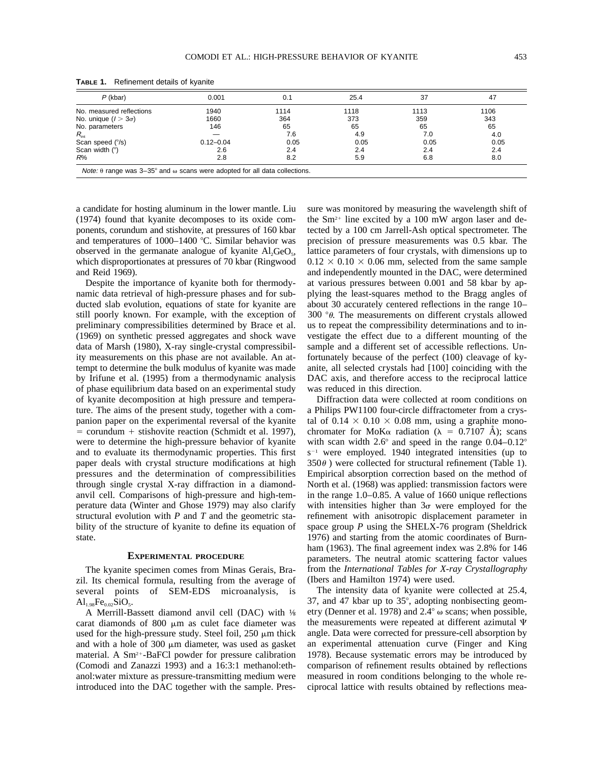**TABLE 1.** Refinement details of kyanite

| $P$ (kbar) | 0.001 | 0.1 | 25.4 | 37 | 47 |
|---|---|---|---|---|---|
| No. measured reflections | 1940 | 1114 | 1118 | 1113 | 1106 |
| No. unique ($I > 3\sigma$) | 1660 | 364 | 373 | 359 | 343 |
| No. parameters | 146 | 65 | 65 | 65 | 65 |
| $R_{int}$ | — | 7.6 | 4.9 | 7.0 | 4.0 |
| Scan speed (°/s) | 0.12–0.04 | 0.05 | 0.05 | 0.05 | 0.05 |
| Scan width (°) | 2.6 | 2.4 | 2.4 | 2.4 | 2.4 |
| $R$% | 2.8 | 8.2 | 5.9 | 6.8 | 8.0 |

*Note:* $\theta$ range was 3–35° and $\omega$ scans were adopted for all data collections.

a candidate for hosting aluminum in the lower mantle. Liu (1974) found that kyanite decomposes to its oxide components, corundum and stishovite, at pressures of 160 kbar and temperatures of 1000–1400 °C. Similar behavior was observed in the germanate analogue of kyanite $Al_2GeO_5$, which disproportionates at pressures of 70 kbar (Ringwood and Reid 1969).

Despite the importance of kyanite both for thermodynamic data retrieval of high-pressure phases and for subducted slab evolution, equations of state for kyanite are still poorly known. For example, with the exception of preliminary compressibilities determined by Brace et al. (1969) on synthetic pressed aggregates and shock wave data of Marsh (1980), X-ray single-crystal compressibility measurements on this phase are not available. An attempt to determine the bulk modulus of kyanite was made by Irifune et al. (1995) from a thermodynamic analysis of phase equilibrium data based on an experimental study of kyanite decomposition at high pressure and temperature. The aims of the present study, together with a companion paper on the experimental reversal of the kyanite = corundum + stishovite reaction (Schmidt et al. 1997), were to determine the high-pressure behavior of kyanite and to evaluate its thermodynamic properties. This first paper deals with crystal structure modifications at high pressures and the determination of compressibilities through single crystal X-ray diffraction in a diamond-anvil cell. Comparisons of high-pressure and high-temperature data (Winter and Ghose 1979) may also clarify structural evolution with $P$ and $T$ and the geometric stability of the structure of kyanite to define its equation of state.

## EXPERIMENTAL PROCEDURE

The kyanite specimen comes from Minas Gerais, Brazil. Its chemical formula, resulting from the average of several points of SEM-EDS microanalysis, is $Al_{1.98}Fe_{0.02}SiO_5$.

A Merrill-Bassett diamond anvil cell (DAC) with ⅛ carat diamonds of 800 μm as culet face diameter was used for the high-pressure study. Steel foil, 250 μm thick and with a hole of 300 μm diameter, was used as gasket material. A $Sm^{2+}$-BaFCl powder for pressure calibration (Comodi and Zanazzi 1993) and a 16:3:1 methanol:ethanol:water mixture as pressure-transmitting medium were introduced into the DAC together with the sample. Pressure was monitored by measuring the wavelength shift of the $Sm^{2+}$ line excited by a 100 mW argon laser and detected by a 100 cm Jarrell-Ash optical spectrometer. The precision of pressure measurements was 0.5 kbar. The lattice parameters of four crystals, with dimensions up to 0.12 × 0.10 × 0.06 mm, selected from the same sample and independently mounted in the DAC, were determined at various pressures between 0.001 and 58 kbar by applying the least-squares method to the Bragg angles of about 30 accurately centered reflections in the range 10–300 °$\theta$. The measurements on different crystals allowed us to repeat the compressibility determinations and to investigate the effect due to a different mounting of the sample and a different set of accessible reflections. Unfortunately because of the perfect (100) cleavage of kyanite, all selected crystals had [100] coinciding with the DAC axis, and therefore access to the reciprocal lattice was reduced in this direction.

Diffraction data were collected at room conditions on a Philips PW1100 four-circle diffractometer from a crystal of 0.14 × 0.10 × 0.08 mm, using a graphite monochromater for MoKα radiation ($\lambda$ = 0.7107 Å); scans with scan width 2.6° and speed in the range 0.04–0.12° $s^{-1}$ were employed. 1940 integrated intensities (up to 350$\theta$ ) were collected for structural refinement (Table 1). Empirical absorption correction based on the method of North et al. (1968) was applied: transmission factors were in the range 1.0–0.85. A value of 1660 unique reflections with intensities higher than 3σ were employed for the refinement with anisotropic displacement parameter in space group $P$ using the SHELX-76 program (Sheldrick 1976) and starting from the atomic coordinates of Burnham (1963). The final agreement index was 2.8% for 146 parameters. The neutral atomic scattering factor values from the *International Tables for X-ray Crystallography* (Ibers and Hamilton 1974) were used.

The intensity data of kyanite were collected at 25.4, 37, and 47 kbar up to 35°, adopting nonbisecting geometry (Denner et al. 1978) and 2.4° ω scans; when possible, the measurements were repeated at different azimutal Ψ angle. Data were corrected for pressure-cell absorption by an experimental attenuation curve (Finger and King 1978). Because systematic errors may be introduced by comparison of refinement results obtained by reflections measured in room conditions belonging to the whole reciprocal lattice with results obtained by reflections mea-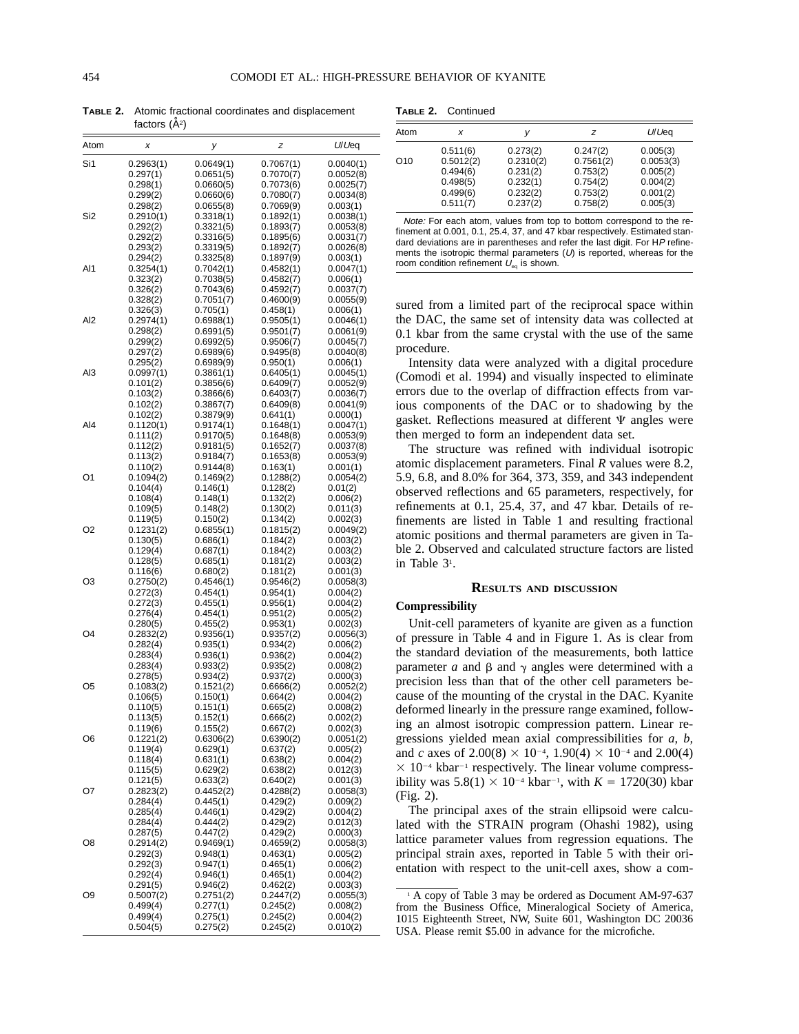**TABLE 2.** Atomic fractional coordinates and displacement factors (Å$^2$)

| Atom | *x* | *y* | *z* | *U*/*U*eq |
|---|---|---|---|---|
| Si1 | 0.2963(1) | 0.0649(1) | 0.7067(1) | 0.0040(1) |
| | 0.297(1) | 0.0651(5) | 0.7070(7) | 0.0052(8) |
| | 0.298(1) | 0.0660(5) | 0.7073(6) | 0.0025(7) |
| | 0.299(2) | 0.0660(6) | 0.7080(7) | 0.0034(8) |
| | 0.298(2) | 0.0655(8) | 0.7069(9) | 0.003(1) |
| Si2 | 0.2910(1) | 0.3318(1) | 0.1892(1) | 0.0038(1) |
| | 0.292(2) | 0.3321(5) | 0.1893(7) | 0.0053(8) |
| | 0.292(2) | 0.3316(5) | 0.1895(6) | 0.0031(7) |
| | 0.293(2) | 0.3319(5) | 0.1892(7) | 0.0026(8) |
| | 0.294(2) | 0.3325(8) | 0.1897(9) | 0.003(1) |
| Al1 | 0.3254(1) | 0.7042(1) | 0.4582(1) | 0.0047(1) |
| | 0.323(2) | 0.7038(5) | 0.4582(7) | 0.006(1) |
| | 0.326(2) | 0.7043(6) | 0.4592(7) | 0.0037(7) |
| | 0.328(2) | 0.7051(7) | 0.4600(9) | 0.0055(9) |
| | 0.326(3) | 0.705(1) | 0.458(1) | 0.006(1) |
| Al2 | 0.2974(1) | 0.6988(1) | 0.9505(1) | 0.0046(1) |
| | 0.298(2) | 0.6991(5) | 0.9501(7) | 0.0061(9) |
| | 0.299(2) | 0.6992(5) | 0.9506(7) | 0.0045(7) |
| | 0.297(2) | 0.6989(6) | 0.9495(8) | 0.0040(8) |
| | 0.295(2) | 0.6989(9) | 0.950(1) | 0.006(1) |
| Al3 | 0.0997(1) | 0.3861(1) | 0.6405(1) | 0.0045(1) |
| | 0.101(2) | 0.3856(6) | 0.6409(7) | 0.0052(9) |
| | 0.103(2) | 0.3866(6) | 0.6403(7) | 0.0036(7) |
| | 0.102(2) | 0.3867(7) | 0.6409(8) | 0.0041(9) |
| | 0.102(2) | 0.3879(9) | 0.641(1) | 0.000(1) |
| Al4 | 0.1120(1) | 0.9174(1) | 0.1648(1) | 0.0047(1) |
| | 0.111(2) | 0.9170(5) | 0.1648(8) | 0.0053(9) |
| | 0.112(2) | 0.9181(5) | 0.1652(7) | 0.0037(8) |
| | 0.113(2) | 0.9184(7) | 0.1653(8) | 0.0053(9) |
| | 0.110(2) | 0.9144(8) | 0.163(1) | 0.001(1) |
| O1 | 0.1094(2) | 0.1469(2) | 0.1288(2) | 0.0054(2) |
| | 0.104(4) | 0.146(1) | 0.128(2) | 0.01(2) |
| | 0.108(4) | 0.148(1) | 0.132(2) | 0.006(2) |
| | 0.109(5) | 0.148(2) | 0.130(2) | 0.011(3) |
| | 0.119(5) | 0.150(2) | 0.134(2) | 0.002(3) |
| O2 | 0.1231(2) | 0.6855(1) | 0.1815(2) | 0.0049(2) |
| | 0.130(5) | 0.686(1) | 0.184(2) | 0.003(2) |
| | 0.129(4) | 0.687(1) | 0.184(2) | 0.003(2) |
| | 0.128(5) | 0.685(1) | 0.181(2) | 0.003(2) |
| | 0.116(6) | 0.680(2) | 0.181(2) | 0.001(3) |
| O3 | 0.2750(2) | 0.4546(1) | 0.9546(2) | 0.0058(3) |
| | 0.272(3) | 0.454(1) | 0.954(1) | 0.004(2) |
| | 0.272(3) | 0.455(1) | 0.956(1) | 0.004(2) |
| | 0.276(4) | 0.454(1) | 0.951(2) | 0.005(2) |
| | 0.280(5) | 0.455(2) | 0.953(1) | 0.002(3) |
| O4 | 0.2832(2) | 0.9356(1) | 0.9357(2) | 0.0056(3) |
| | 0.282(4) | 0.935(1) | 0.934(2) | 0.006(2) |
| | 0.283(4) | 0.936(1) | 0.936(2) | 0.004(2) |
| | 0.283(4) | 0.933(2) | 0.935(2) | 0.008(2) |
| | 0.278(5) | 0.934(2) | 0.937(2) | 0.000(3) |
| O5 | 0.1083(2) | 0.1521(2) | 0.6666(2) | 0.0052(2) |
| | 0.106(5) | 0.150(1) | 0.664(2) | 0.004(2) |
| | 0.110(5) | 0.151(1) | 0.665(2) | 0.008(2) |
| | 0.113(5) | 0.152(1) | 0.666(2) | 0.002(2) |
| | 0.119(6) | 0.155(2) | 0.667(2) | 0.002(3) |
| O6 | 0.1221(2) | 0.6306(2) | 0.6390(2) | 0.0051(2) |
| | 0.119(4) | 0.629(1) | 0.637(2) | 0.005(2) |
| | 0.118(4) | 0.631(1) | 0.638(2) | 0.004(2) |
| | 0.115(5) | 0.629(2) | 0.638(2) | 0.012(3) |
| | 0.121(5) | 0.633(2) | 0.640(2) | 0.001(3) |
| O7 | 0.2823(2) | 0.4452(2) | 0.4288(2) | 0.0058(3) |
| | 0.284(4) | 0.445(1) | 0.429(2) | 0.009(2) |
| | 0.285(4) | 0.446(1) | 0.429(2) | 0.004(2) |
| | 0.284(4) | 0.444(2) | 0.429(2) | 0.012(3) |
| | 0.287(5) | 0.447(2) | 0.429(2) | 0.000(3) |
| O8 | 0.2914(2) | 0.9469(1) | 0.4659(2) | 0.0058(3) |
| | 0.292(3) | 0.948(1) | 0.463(1) | 0.005(2) |
| | 0.292(3) | 0.947(1) | 0.465(1) | 0.006(2) |
| | 0.292(4) | 0.946(1) | 0.465(1) | 0.004(2) |
| | 0.291(5) | 0.946(2) | 0.462(2) | 0.003(3) |
| O9 | 0.5007(2) | 0.2751(2) | 0.2447(2) | 0.0055(3) |
| | 0.499(4) | 0.277(1) | 0.245(2) | 0.008(2) |
| | 0.499(4) | 0.275(1) | 0.245(2) | 0.004(2) |
| | 0.504(5) | 0.275(2) | 0.245(2) | 0.010(2) |
| | 0.511(6) | 0.273(2) | 0.247(2) | 0.005(3) |
| O10 | 0.5012(2) | 0.2310(2) | 0.7561(2) | 0.0053(3) |
| | 0.494(6) | 0.231(2) | 0.753(2) | 0.005(2) |
| | 0.498(5) | 0.232(1) | 0.754(2) | 0.004(2) |
| | 0.499(6) | 0.232(2) | 0.753(2) | 0.001(2) |
| | 0.511(7) | 0.237(2) | 0.758(2) | 0.005(3) |

*Note:* For each atom, values from top to bottom correspond to the refinement at 0.001, 0.1, 25.4, 37, and 47 kbar respectively. Estimated standard deviations are in parentheses and refer the last digit. For H*P* refinements the isotropic thermal parameters (*U*) is reported, whereas for the room condition refinement $U_{eq}$ is shown.

sured from a limited part of the reciprocal space within the DAC, the same set of intensity data was collected at 0.1 kbar from the same crystal with the use of the same procedure.

Intensity data were analyzed with a digital procedure (Comodi et al. 1994) and visually inspected to eliminate errors due to the overlap of diffraction effects from various components of the DAC or to shadowing by the gasket. Reflections measured at different Ψ angles were then merged to form an independent data set.

The structure was refined with individual isotropic atomic displacement parameters. Final *R* values were 8.2, 5.9, 6.8, and 8.0% for 364, 373, 359, and 343 independent observed reflections and 65 parameters, respectively, for refinements at 0.1, 25.4, 37, and 47 kbar. Details of refinements are listed in Table 1 and resulting fractional atomic positions and thermal parameters are given in Table 2. Observed and calculated structure factors are listed in Table 3[1].

## RESULTS AND DISCUSSION

### Compressibility

Unit-cell parameters of kyanite are given as a function of pressure in Table 4 and in Figure 1. As is clear from the standard deviation of the measurements, both lattice parameter *a* and β and γ angles were determined with a precision less than that of the other cell parameters because of the mounting of the crystal in the DAC. Kyanite deformed linearly in the pressure range examined, following an almost isotropic compression pattern. Linear regressions yielded mean axial compressibilities for *a, b,* and *c* axes of $2.00(8) \times 10^{-4}$, $1.90(4) \times 10^{-4}$ and $2.00(4) \times 10^{-4}$ kbar$^{-1}$ respectively. The linear volume compressibility was $5.8(1) \times 10^{-4}$ kbar$^{-1}$, with $K = 1720(30)$ kbar (Fig. 2).

The principal axes of the strain ellipsoid were calculated with the STRAIN program (Ohashi 1982), using lattice parameter values from regression equations. The principal strain axes, reported in Table 5 with their orientation with respect to the unit-cell axes, show a com-

[1] A copy of Table 3 may be ordered as Document AM-97-637 from the Business Office, Mineralogical Society of America, 1015 Eighteenth Street, NW, Suite 601, Washington DC 20036 USA. Please remit $5.00 in advance for the microfiche.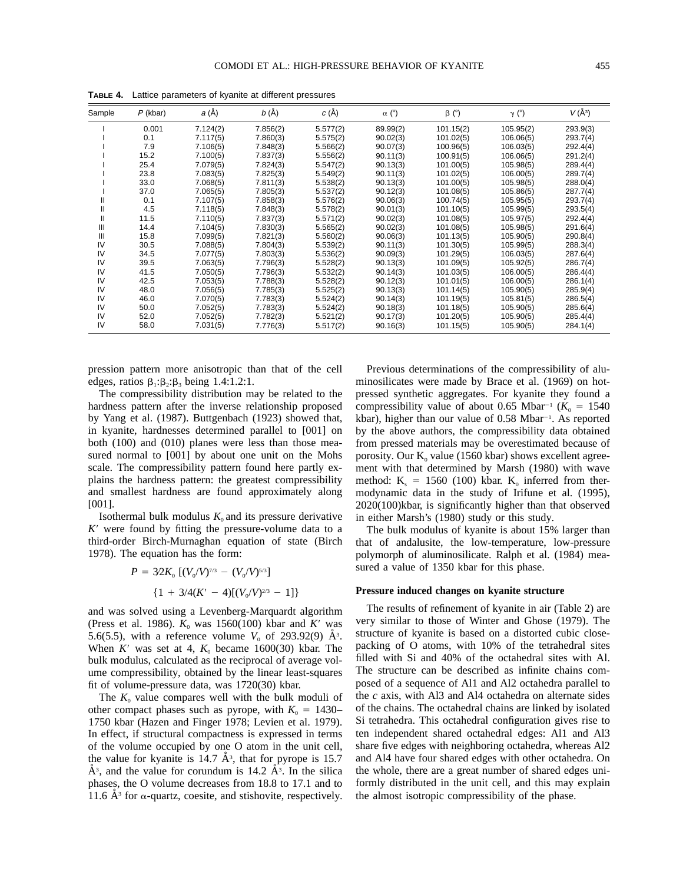**TABLE 4.** Lattice parameters of kyanite at different pressures

| Sample | $P$ (kbar) | $a$ (Å) | $b$ (Å) | $c$ (Å) | $\alpha$ (°) | $\beta$ (°) | $\gamma$ (°) | $V$ (Å$^3$) |
|---|---|---|---|---|---|---|---|---|
| I | 0.001 | 7.124(2) | 7.856(2) | 5.577(2) | 89.99(2) | 101.15(2) | 105.95(2) | 293.9(3) |
| I | 0.1 | 7.117(5) | 7.860(3) | 5.575(2) | 90.02(3) | 101.02(5) | 106.06(5) | 293.7(4) |
| I | 7.9 | 7.106(5) | 7.848(3) | 5.566(2) | 90.07(3) | 100.96(5) | 106.03(5) | 292.4(4) |
| I | 15.2 | 7.100(5) | 7.837(3) | 5.556(2) | 90.11(3) | 100.91(5) | 106.06(5) | 291.2(4) |
| I | 25.4 | 7.079(5) | 7.824(3) | 5.547(2) | 90.13(3) | 101.00(5) | 105.98(5) | 289.4(4) |
| I | 23.8 | 7.083(5) | 7.825(3) | 5.549(2) | 90.11(3) | 101.02(5) | 106.00(5) | 289.7(4) |
| I | 33.0 | 7.068(5) | 7.811(3) | 5.538(2) | 90.13(3) | 101.00(5) | 105.98(5) | 288.0(4) |
| I | 37.0 | 7.065(5) | 7.805(3) | 5.537(2) | 90.12(3) | 101.08(5) | 105.86(5) | 287.7(4) |
| II | 0.1 | 7.107(5) | 7.858(3) | 5.576(2) | 90.06(3) | 100.74(5) | 105.95(5) | 293.7(4) |
| II | 4.5 | 7.118(5) | 7.848(3) | 5.578(2) | 90.01(3) | 101.10(5) | 105.99(5) | 293.5(4) |
| II | 11.5 | 7.110(5) | 7.837(3) | 5.571(2) | 90.02(3) | 101.08(5) | 105.97(5) | 292.4(4) |
| III | 14.4 | 7.104(5) | 7.830(3) | 5.565(2) | 90.02(3) | 101.08(5) | 105.98(5) | 291.6(4) |
| III | 15.8 | 7.099(5) | 7.821(3) | 5.560(2) | 90.06(3) | 101.13(5) | 105.90(5) | 290.8(4) |
| IV | 30.5 | 7.088(5) | 7.804(3) | 5.539(2) | 90.11(3) | 101.30(5) | 105.99(5) | 288.3(4) |
| IV | 34.5 | 7.077(5) | 7.803(3) | 5.536(2) | 90.09(3) | 101.29(5) | 106.03(5) | 287.6(4) |
| IV | 39.5 | 7.063(5) | 7.796(3) | 5.528(2) | 90.13(3) | 101.09(5) | 105.92(5) | 286.7(4) |
| IV | 41.5 | 7.050(5) | 7.796(3) | 5.532(2) | 90.14(3) | 101.03(5) | 106.00(5) | 286.4(4) |
| IV | 42.5 | 7.053(5) | 7.788(3) | 5.528(2) | 90.12(3) | 101.01(5) | 106.00(5) | 286.1(4) |
| IV | 48.0 | 7.056(5) | 7.785(3) | 5.525(2) | 90.13(3) | 101.14(5) | 105.90(5) | 285.9(4) |
| IV | 46.0 | 7.070(5) | 7.783(3) | 5.524(2) | 90.14(3) | 101.19(5) | 105.81(5) | 286.5(4) |
| IV | 50.0 | 7.052(5) | 7.783(3) | 5.524(2) | 90.18(3) | 101.18(5) | 105.90(5) | 285.6(4) |
| IV | 52.0 | 7.052(5) | 7.782(3) | 5.521(2) | 90.17(3) | 101.20(5) | 105.90(5) | 285.4(4) |
| IV | 58.0 | 7.031(5) | 7.776(3) | 5.517(2) | 90.16(3) | 101.15(5) | 105.90(5) | 284.1(4) |

pression pattern more anisotropic than that of the cell edges, ratios $\beta_1$:$\beta_2$:$\beta_3$ being 1.4:1.2:1.

The compressibility distribution may be related to the hardness pattern after the inverse relationship proposed by Yang et al. (1987). Buttgenbach (1923) showed that, in kyanite, hardnesses determined parallel to [001] on both (100) and (010) planes were less than those measured normal to [001] by about one unit on the Mohs scale. The compressibility pattern found here partly explains the hardness pattern: the greatest compressibility and smallest hardness are found approximately along [001].

Isothermal bulk modulus $K_0$ and its pressure derivative $K'$ were found by fitting the pressure-volume data to a third-order Birch-Murnaghan equation of state (Birch 1978). The equation has the form:

$$P = 3/2K_0\,[(V_0/V)^{7/3} - (V_0/V)^{5/3}]$$
$$\{1 + 3/4(K' - 4)[(V_0/V)^{2/3} - 1]\}$$

and was solved using a Levenberg-Marquardt algorithm (Press et al. 1986). $K_0$ was 1560(100) kbar and $K'$ was 5.6(5.5), with a reference volume $V_0$ of 293.92(9) Å$^3$. When $K'$ was set at 4, $K_0$ became 1600(30) kbar. The bulk modulus, calculated as the reciprocal of average volume compressibility, obtained by the linear least-squares fit of volume-pressure data, was 1720(30) kbar.

The $K_0$ value compares well with the bulk moduli of other compact phases such as pyrope, with $K_0$ = 1430–1750 kbar (Hazen and Finger 1978; Levien et al. 1979). In effect, if structural compactness is expressed in terms of the volume occupied by one O atom in the unit cell, the value for kyanite is 14.7 Å$^3$, that for pyrope is 15.7 Å$^3$, and the value for corundum is 14.2 Å$^3$. In the silica phases, the O volume decreases from 18.8 to 17.1 and to 11.6 Å$^3$ for $\alpha$-quartz, coesite, and stishovite, respectively.

Previous determinations of the compressibility of aluminosilicates were made by Brace et al. (1969) on hot-pressed synthetic aggregates. For kyanite they found a compressibility value of about 0.65 Mbar$^{-1}$ ($K_0$ = 1540 kbar), higher than our value of 0.58 Mbar$^{-1}$. As reported by the above authors, the compressibility data obtained from pressed materials may be overestimated because of porosity. Our $K_0$ value (1560 kbar) shows excellent agreement with that determined by Marsh (1980) with wave method: $K_s$ = 1560 (100) kbar. $K_0$ inferred from thermodynamic data in the study of Irifune et al. (1995), 2020(100)kbar, is significantly higher than that observed in either Marsh's (1980) study or this study.

The bulk modulus of kyanite is about 15% larger than that of andalusite, the low-temperature, low-pressure polymorph of aluminosilicate. Ralph et al. (1984) measured a value of 1350 kbar for this phase.

#### Pressure induced changes on kyanite structure

The results of refinement of kyanite in air (Table 2) are very similar to those of Winter and Ghose (1979). The structure of kyanite is based on a distorted cubic close-packing of O atoms, with 10% of the tetrahedral sites filled with Si and 40% of the octahedral sites with Al. The structure can be described as infinite chains composed of a sequence of Al1 and Al2 octahedra parallel to the $c$ axis, with Al3 and Al4 octahedra on alternate sides of the chains. The octahedral chains are linked by isolated Si tetrahedra. This octahedral configuration gives rise to ten independent shared octahedral edges: Al1 and Al3 share five edges with neighboring octahedra, whereas Al2 and Al4 have four shared edges with other octahedra. On the whole, there are a great number of shared edges uniformly distributed in the unit cell, and this may explain the almost isotropic compressibility of the phase.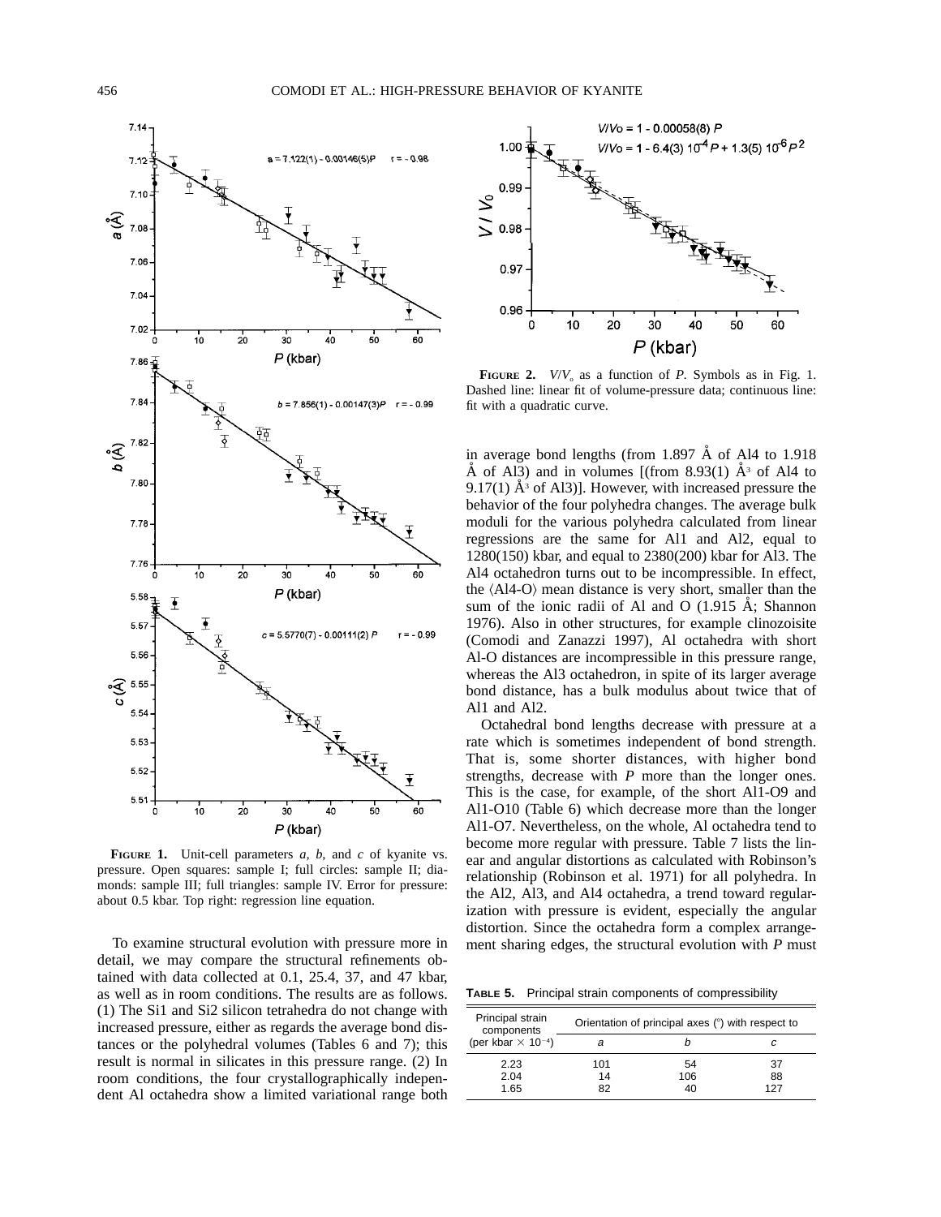**FIGURE 1.** Unit-cell parameters *a*, *b*, and *c* of kyanite vs. pressure. Open squares: sample I; full circles: sample II; diamonds: sample III; full triangles: sample IV. Error for pressure: about 0.5 kbar. Top right: regression line equation.

To examine structural evolution with pressure more in detail, we may compare the structural refinements obtained with data collected at 0.1, 25.4, 37, and 47 kbar, as well as in room conditions. The results are as follows. (1) The Si1 and Si2 silicon tetrahedra do not change with increased pressure, either as regards the average bond distances or the polyhedral volumes (Tables 6 and 7); this result is normal in silicates in this pressure range. (2) In room conditions, the four crystallographically independent Al octahedra show a limited variational range both in average bond lengths (from 1.897 Å of Al4 to 1.918 Å of Al3) and in volumes [(from 8.93(1) $Å^3$ of Al4 to 9.17(1) $Å^3$ of Al3)]. However, with increased pressure the behavior of the four polyhedra changes. The average bulk moduli for the various polyhedra calculated from linear regressions are the same for Al1 and Al2, equal to 1280(150) kbar, and equal to 2380(200) kbar for Al3. The Al4 octahedron turns out to be incompressible. In effect, the ⟨Al4-O⟩ mean distance is very short, smaller than the sum of the ionic radii of Al and O (1.915 Å; Shannon 1976). Also in other structures, for example clinozoisite (Comodi and Zanazzi 1997), Al octahedra with short Al-O distances are incompressible in this pressure range, whereas the Al3 octahedron, in spite of its larger average bond distance, has a bulk modulus about twice that of Al1 and Al2.

**FIGURE 2.** $V/V_o$ as a function of *P*. Symbols as in Fig. 1. Dashed line: linear fit of volume-pressure data; continuous line: fit with a quadratic curve.

Octahedral bond lengths decrease with pressure at a rate which is sometimes independent of bond strength. That is, some shorter distances, with higher bond strengths, decrease with *P* more than the longer ones. This is the case, for example, of the short Al1-O9 and Al1-O10 (Table 6) which decrease more than the longer Al1-O7. Nevertheless, on the whole, Al octahedra tend to become more regular with pressure. Table 7 lists the linear and angular distortions as calculated with Robinson's relationship (Robinson et al. 1971) for all polyhedra. In the Al2, Al3, and Al4 octahedra, a trend toward regularization with pressure is evident, especially the angular distortion. Since the octahedra form a complex arrangement sharing edges, the structural evolution with *P* must

**TABLE 5.** Principal strain components of compressibility

| Principal strain components (per kbar $\times 10^{-4}$) | Orientation of principal axes (°) with respect to | | |
|---|---|---|---|
| | *a* | *b* | *c* |
| 2.23 | 101 | 54 | 37 |
| 2.04 | 14 | 106 | 88 |
| 1.65 | 82 | 40 | 127 |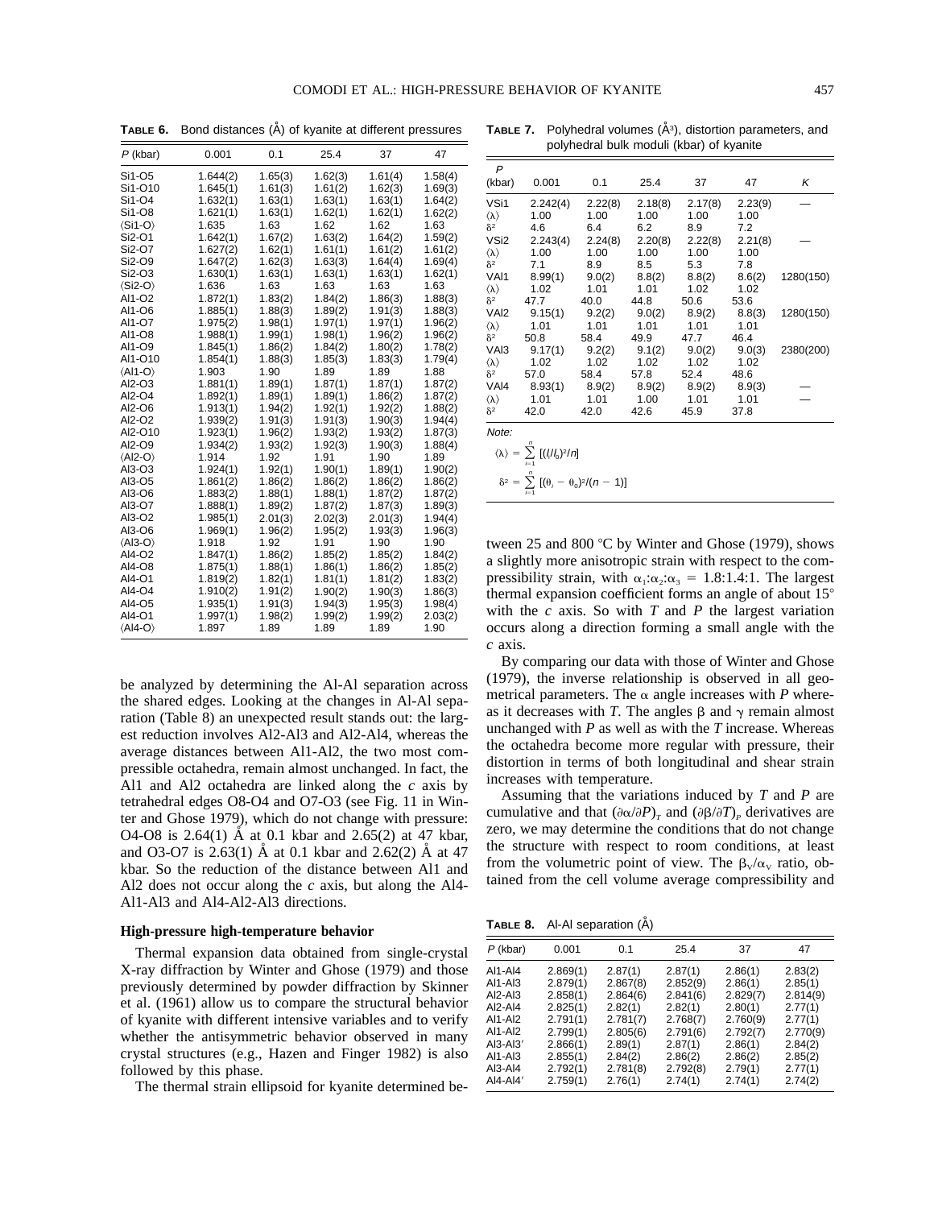**TABLE 6.** Bond distances (Å) of kyanite at different pressures

| P (kbar) | 0.001 | 0.1 | 25.4 | 37 | 47 |
|---|---|---|---|---|---|
| Si1-O5 | 1.644(2) | 1.65(3) | 1.62(3) | 1.61(4) | 1.58(4) |
| Si1-O10 | 1.645(1) | 1.61(3) | 1.61(2) | 1.62(3) | 1.69(3) |
| Si1-O4 | 1.632(1) | 1.63(1) | 1.63(1) | 1.63(1) | 1.64(2) |
| Si1-O8 | 1.621(1) | 1.63(1) | 1.62(1) | 1.62(1) | 1.62(2) |
| ⟨Si1-O⟩ | 1.635 | 1.63 | 1.62 | 1.62 | 1.63 |
| Si2-O1 | 1.642(1) | 1.67(2) | 1.63(2) | 1.64(2) | 1.59(2) |
| Si2-O7 | 1.627(2) | 1.62(1) | 1.61(1) | 1.61(2) | 1.61(2) |
| Si2-O9 | 1.647(2) | 1.62(3) | 1.63(3) | 1.64(4) | 1.69(4) |
| Si2-O3 | 1.630(1) | 1.63(1) | 1.63(1) | 1.63(1) | 1.62(1) |
| ⟨Si2-O⟩ | 1.636 | 1.63 | 1.63 | 1.63 | 1.63 |
| Al1-O2 | 1.872(1) | 1.83(2) | 1.84(2) | 1.86(3) | 1.88(3) |
| Al1-O6 | 1.885(1) | 1.88(3) | 1.89(2) | 1.91(3) | 1.88(3) |
| Al1-O7 | 1.975(2) | 1.98(1) | 1.97(1) | 1.97(1) | 1.96(2) |
| Al1-O8 | 1.988(1) | 1.99(1) | 1.98(1) | 1.96(2) | 1.96(2) |
| Al1-O9 | 1.845(1) | 1.86(2) | 1.84(2) | 1.80(2) | 1.78(2) |
| Al1-O10 | 1.854(1) | 1.88(3) | 1.85(3) | 1.83(3) | 1.79(4) |
| ⟨Al1-O⟩ | 1.903 | 1.90 | 1.89 | 1.89 | 1.88 |
| Al2-O3 | 1.881(1) | 1.89(1) | 1.87(1) | 1.87(1) | 1.87(2) |
| Al2-O4 | 1.892(1) | 1.89(1) | 1.89(1) | 1.86(2) | 1.87(2) |
| Al2-O6 | 1.913(1) | 1.94(2) | 1.92(1) | 1.92(2) | 1.88(2) |
| Al2-O2 | 1.939(2) | 1.91(3) | 1.91(3) | 1.90(3) | 1.94(4) |
| Al2-O10 | 1.923(1) | 1.96(2) | 1.93(2) | 1.93(2) | 1.87(3) |
| Al2-O9 | 1.934(2) | 1.93(2) | 1.92(3) | 1.90(3) | 1.88(4) |
| ⟨Al2-O⟩ | 1.914 | 1.92 | 1.91 | 1.90 | 1.89 |
| Al3-O3 | 1.924(1) | 1.92(1) | 1.90(1) | 1.89(1) | 1.90(2) |
| Al3-O5 | 1.861(2) | 1.86(2) | 1.86(2) | 1.86(2) | 1.86(2) |
| Al3-O6 | 1.883(2) | 1.88(1) | 1.88(1) | 1.87(2) | 1.87(2) |
| Al3-O7 | 1.888(1) | 1.89(2) | 1.87(2) | 1.87(3) | 1.89(3) |
| Al3-O2 | 1.985(1) | 2.01(3) | 2.02(3) | 2.01(3) | 1.94(4) |
| Al3-O6 | 1.969(1) | 1.96(2) | 1.95(2) | 1.93(3) | 1.96(3) |
| ⟨Al3-O⟩ | 1.918 | 1.92 | 1.91 | 1.90 | 1.90 |
| Al4-O2 | 1.847(1) | 1.86(2) | 1.85(2) | 1.85(2) | 1.84(2) |
| Al4-O8 | 1.875(1) | 1.88(1) | 1.86(1) | 1.86(2) | 1.85(2) |
| Al4-O1 | 1.819(2) | 1.82(1) | 1.81(1) | 1.81(2) | 1.83(2) |
| Al4-O4 | 1.910(2) | 1.91(2) | 1.90(2) | 1.90(3) | 1.86(3) |
| Al4-O5 | 1.935(1) | 1.91(3) | 1.94(3) | 1.95(3) | 1.98(4) |
| Al4-O1 | 1.997(1) | 1.98(2) | 1.99(2) | 1.99(2) | 2.03(2) |
| ⟨Al4-O⟩ | 1.897 | 1.89 | 1.89 | 1.89 | 1.90 |

**TABLE 7.** Polyhedral volumes (Å³), distortion parameters, and polyhedral bulk moduli (kbar) of kyanite

| P (kbar) | 0.001 | 0.1 | 25.4 | 37 | 47 | K |
|---|---|---|---|---|---|---|
| VSi1 | 2.242(4) | 2.22(8) | 2.18(8) | 2.17(8) | 2.23(9) | — |
| ⟨λ⟩ | 1.00 | 1.00 | 1.00 | 1.00 | 1.00 | |
| $\delta^2$ | 4.6 | 6.4 | 6.2 | 8.9 | 7.2 | |
| VSi2 | 2.243(4) | 2.24(8) | 2.20(8) | 2.22(8) | 2.21(8) | — |
| ⟨λ⟩ | 1.00 | 1.00 | 1.00 | 1.00 | 1.00 | |
| $\delta^2$ | 7.1 | 8.9 | 8.5 | 5.3 | 7.8 | |
| VAl1 | 8.99(1) | 9.0(2) | 8.8(2) | 8.8(2) | 8.6(2) | 1280(150) |
| ⟨λ⟩ | 1.02 | 1.01 | 1.01 | 1.02 | 1.02 | |
| $\delta^2$ | 47.7 | 40.0 | 44.8 | 50.6 | 53.6 | |
| VAl2 | 9.15(1) | 9.2(2) | 9.0(2) | 8.9(2) | 8.8(3) | 1280(150) |
| ⟨λ⟩ | 1.01 | 1.01 | 1.01 | 1.01 | 1.01 | |
| $\delta^2$ | 50.8 | 58.4 | 49.9 | 47.7 | 46.4 | |
| VAl3 | 9.17(1) | 9.2(2) | 9.1(2) | 9.0(2) | 9.0(3) | 2380(200) |
| ⟨λ⟩ | 1.02 | 1.02 | 1.02 | 1.02 | 1.02 | |
| $\delta^2$ | 57.0 | 58.4 | 57.8 | 52.4 | 48.6 | |
| VAl4 | 8.93(1) | 8.9(2) | 8.9(2) | 8.9(2) | 8.9(3) | — |
| ⟨λ⟩ | 1.01 | 1.01 | 1.00 | 1.01 | 1.01 | |
| $\delta^2$ | 42.0 | 42.0 | 42.6 | 45.9 | 37.8 | |

*Note:*

$$\langle\lambda\rangle = \sum_{i=1}^{n} [(l_i/l_0)^2/n]$$

$$\delta^2 = \sum_{i=1}^{n} [(\theta_i - \theta_0)^2/(n-1)]$$

be analyzed by determining the Al-Al separation across the shared edges. Looking at the changes in Al-Al separation (Table 8) an unexpected result stands out: the largest reduction involves Al2-Al3 and Al2-Al4, whereas the average distances between Al1-Al2, the two most compressible octahedra, remain almost unchanged. In fact, the Al1 and Al2 octahedra are linked along the *c* axis by tetrahedral edges O8-O4 and O7-O3 (see Fig. 11 in Winter and Ghose 1979), which do not change with pressure: O4-O8 is 2.64(1) Å at 0.1 kbar and 2.65(2) at 47 kbar, and O3-O7 is 2.63(1) Å at 0.1 kbar and 2.62(2) Å at 47 kbar. So the reduction of the distance between Al1 and Al2 does not occur along the *c* axis, but along the Al4-Al1-Al3 and Al4-Al2-Al3 directions.

### High-pressure high-temperature behavior

Thermal expansion data obtained from single-crystal X-ray diffraction by Winter and Ghose (1979) and those previously determined by powder diffraction by Skinner et al. (1961) allow us to compare the structural behavior of kyanite with different intensive variables and to verify whether the antisymmetric behavior observed in many crystal structures (e.g., Hazen and Finger 1982) is also followed by this phase.

The thermal strain ellipsoid for kyanite determined between 25 and 800 °C by Winter and Ghose (1979), shows a slightly more anisotropic strain with respect to the compressibility strain, with $\alpha_1:\alpha_2:\alpha_3$ = 1.8:1.4:1. The largest thermal expansion coefficient forms an angle of about 15° with the *c* axis. So with *T* and *P* the largest variation occurs along a direction forming a small angle with the *c* axis.

By comparing our data with those of Winter and Ghose (1979), the inverse relationship is observed in all geometrical parameters. The α angle increases with *P* whereas it decreases with *T*. The angles β and γ remain almost unchanged with *P* as well as with the *T* increase. Whereas the octahedra become more regular with pressure, their distortion in terms of both longitudinal and shear strain increases with temperature.

Assuming that the variations induced by *T* and *P* are cumulative and that $(\partial\alpha/\partial P)_T$ and $(\partial\beta/\partial T)_P$ derivatives are zero, we may determine the conditions that do not change the structure with respect to room conditions, at least from the volumetric point of view. The $\beta_V/\alpha_V$ ratio, obtained from the cell volume average compressibility and

**TABLE 8.** Al-Al separation (Å)

| P (kbar) | 0.001 | 0.1 | 25.4 | 37 | 47 |
|---|---|---|---|---|---|
| Al1-Al4 | 2.869(1) | 2.87(1) | 2.87(1) | 2.86(1) | 2.83(2) |
| Al1-Al3 | 2.879(1) | 2.867(8) | 2.852(9) | 2.86(1) | 2.85(1) |
| Al2-Al3 | 2.858(1) | 2.864(6) | 2.841(6) | 2.829(7) | 2.814(9) |
| Al2-Al4 | 2.825(1) | 2.82(1) | 2.82(1) | 2.80(1) | 2.77(1) |
| Al1-Al2 | 2.791(1) | 2.781(7) | 2.768(7) | 2.760(9) | 2.77(1) |
| Al1-Al2 | 2.799(1) | 2.805(6) | 2.791(6) | 2.792(7) | 2.770(9) |
| Al3-Al3′ | 2.866(1) | 2.89(1) | 2.87(1) | 2.86(1) | 2.84(2) |
| Al1-Al3 | 2.855(1) | 2.84(2) | 2.86(2) | 2.86(2) | 2.85(2) |
| Al3-Al4 | 2.792(1) | 2.781(8) | 2.792(8) | 2.79(1) | 2.77(1) |
| Al4-Al4′ | 2.759(1) | 2.76(1) | 2.74(1) | 2.74(1) | 2.74(2) |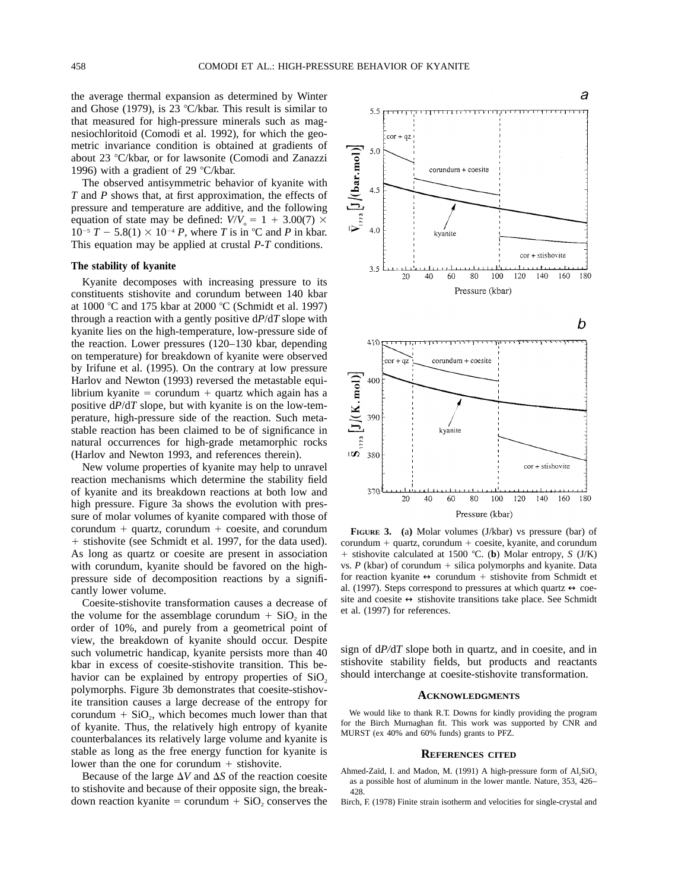the average thermal expansion as determined by Winter and Ghose (1979), is 23 °C/kbar. This result is similar to that measured for high-pressure minerals such as magnesiochloritoid (Comodi et al. 1992), for which the geometric invariance condition is obtained at gradients of about 23 °C/kbar, or for lawsonite (Comodi and Zanazzi 1996) with a gradient of 29 °C/kbar.

The observed antisymmetric behavior of kyanite with $T$ and $P$ shows that, at first approximation, the effects of pressure and temperature are additive, and the following equation of state may be defined: $V/V_o = 1 + 3.00(7) \times 10^{-5}\ T - 5.8(1) \times 10^{-4}\ P$, where $T$ is in °C and $P$ in kbar. This equation may be applied at crustal $P$-$T$ conditions.

### The stability of kyanite

Kyanite decomposes with increasing pressure to its constituents stishovite and corundum between 140 kbar at 1000 °C and 175 kbar at 2000 °C (Schmidt et al. 1997) through a reaction with a gently positive d$P$/d$T$ slope with kyanite lies on the high-temperature, low-pressure side of the reaction. Lower pressures (120–130 kbar, depending on temperature) for breakdown of kyanite were observed by Irifune et al. (1995). On the contrary at low pressure Harlov and Newton (1993) reversed the metastable equilibrium kyanite = corundum + quartz which again has a positive d$P$/d$T$ slope, but with kyanite is on the low-temperature, high-pressure side of the reaction. Such metastable reaction has been claimed to be of significance in natural occurrences for high-grade metamorphic rocks (Harlov and Newton 1993, and references therein).

New volume properties of kyanite may help to unravel reaction mechanisms which determine the stability field of kyanite and its breakdown reactions at both low and high pressure. Figure 3a shows the evolution with pressure of molar volumes of kyanite compared with those of corundum + quartz, corundum + coesite, and corundum + stishovite (see Schmidt et al. 1997, for the data used). As long as quartz or coesite are present in association with corundum, kyanite should be favored on the high-pressure side of decomposition reactions by a significantly lower volume.

Coesite-stishovite transformation causes a decrease of the volume for the assemblage corundum + $SiO_2$ in the order of 10%, and purely from a geometrical point of view, the breakdown of kyanite should occur. Despite such volumetric handicap, kyanite persists more than 40 kbar in excess of coesite-stishovite transition. This behavior can be explained by entropy properties of $SiO_2$ polymorphs. Figure 3b demonstrates that coesite-stishovite transition causes a large decrease of the entropy for corundum + $SiO_2$, which becomes much lower than that of kyanite. Thus, the relatively high entropy of kyanite counterbalances its relatively large volume and kyanite is stable as long as the free energy function for kyanite is lower than the one for corundum + stishovite.

Because of the large $\Delta V$ and $\Delta S$ of the reaction coesite to stishovite and because of their opposite sign, the breakdown reaction kyanite = corundum + $SiO_2$ conserves the sign of d$P$/d$T$ slope both in quartz, and in coesite, and in stishovite stability fields, but products and reactants should interchange at coesite-stishovite transformation.

**FIGURE 3.** (**a**) Molar volumes (J/kbar) vs pressure (bar) of corundum + quartz, corundum + coesite, kyanite, and corundum + stishovite calculated at 1500 °C. (**b**) Molar entropy, $S$ (J/K) vs. $P$ (kbar) of corundum + silica polymorphs and kyanite. Data for reaction kyanite ↔ corundum + stishovite from Schmidt et al. (1997). Steps correspond to pressures at which quartz ↔ coesite and coesite ↔ stishovite transitions take place. See Schmidt et al. (1997) for references.

## ACKNOWLEDGMENTS

We would like to thank R.T. Downs for kindly providing the program for the Birch Murnaghan fit. This work was supported by CNR and MURST (ex 40% and 60% funds) grants to PFZ.

## REFERENCES CITED

Ahmed-Zaïd, I. and Madon, M. (1991) A high-pressure form of $Al_2SiO_5$ as a possible host of aluminum in the lower mantle. Nature, 353, 426–428.

Birch, F. (1978) Finite strain isotherm and velocities for single-crystal and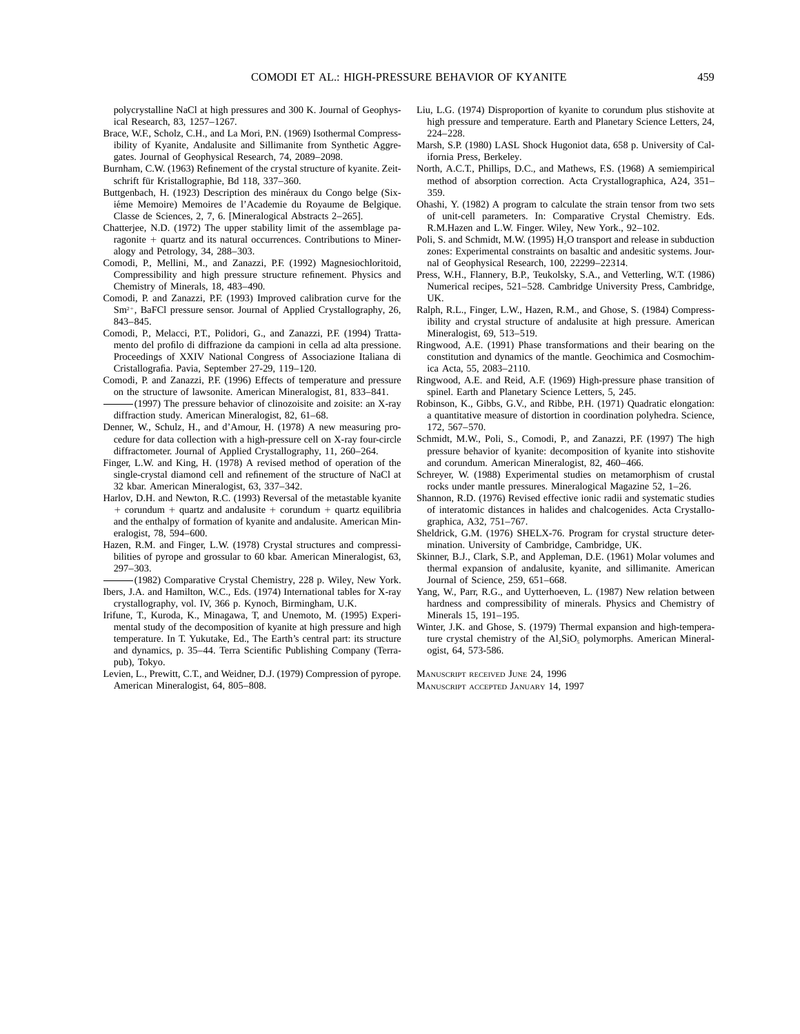polycrystalline NaCl at high pressures and 300 K. Journal of Geophysical Research, 83, 1257–1267.

Brace, W.F., Scholz, C.H., and La Mori, P.N. (1969) Isothermal Compressibility of Kyanite, Andalusite and Sillimanite from Synthetic Aggregates. Journal of Geophysical Research, 74, 2089–2098.

Burnham, C.W. (1963) Refinement of the crystal structure of kyanite. Zeitschrift für Kristallographie, Bd 118, 337–360.

Buttgenbach, H. (1923) Description des minéraux du Congo belge (Sixiéme Memoire) Memoires de l'Academie du Royaume de Belgique. Classe de Sciences, 2, 7, 6. [Mineralogical Abstracts 2–265].

Chatterjee, N.D. (1972) The upper stability limit of the assemblage paragonite + quartz and its natural occurrences. Contributions to Mineralogy and Petrology, 34, 288–303.

Comodi, P., Mellini, M., and Zanazzi, P.F. (1992) Magnesiochloritoid, Compressibility and high pressure structure refinement. Physics and Chemistry of Minerals, 18, 483–490.

Comodi, P. and Zanazzi, P.F. (1993) Improved calibration curve for the $Sm^{2+}$, BaFCl pressure sensor. Journal of Applied Crystallography, 26, 843–845.

Comodi, P., Melacci, P.T., Polidori, G., and Zanazzi, P.F. (1994) Trattamento del profilo di diffrazione da campioni in cella ad alta pressione. Proceedings of XXIV National Congress of Associazione Italiana di Cristallografia. Pavia, September 27-29, 119–120.

Comodi, P. and Zanazzi, P.F. (1996) Effects of temperature and pressure on the structure of lawsonite. American Mineralogist, 81, 833–841.

——— (1997) The pressure behavior of clinozoisite and zoisite: an X-ray diffraction study. American Mineralogist, 82, 61–68.

Denner, W., Schulz, H., and d'Amour, H. (1978) A new measuring procedure for data collection with a high-pressure cell on X-ray four-circle diffractometer. Journal of Applied Crystallography, 11, 260–264.

Finger, L.W. and King, H. (1978) A revised method of operation of the single-crystal diamond cell and refinement of the structure of NaCl at 32 kbar. American Mineralogist, 63, 337–342.

Harlov, D.H. and Newton, R.C. (1993) Reversal of the metastable kyanite + corundum + quartz and andalusite + corundum + quartz equilibria and the enthalpy of formation of kyanite and andalusite. American Mineralogist, 78, 594–600.

Hazen, R.M. and Finger, L.W. (1978) Crystal structures and compressibilities of pyrope and grossular to 60 kbar. American Mineralogist, 63, 297–303.

——— (1982) Comparative Crystal Chemistry, 228 p. Wiley, New York.

Ibers, J.A. and Hamilton, W.C., Eds. (1974) International tables for X-ray crystallography, vol. IV, 366 p. Kynoch, Birmingham, U.K.

Irifune, T., Kuroda, K., Minagawa, T, and Unemoto, M. (1995) Experimental study of the decomposition of kyanite at high pressure and high temperature. In T. Yukutake, Ed., The Earth's central part: its structure and dynamics, p. 35–44. Terra Scientific Publishing Company (Terrapub), Tokyo.

Levien, L., Prewitt, C.T., and Weidner, D.J. (1979) Compression of pyrope. American Mineralogist, 64, 805–808.

Liu, L.G. (1974) Disproportion of kyanite to corundum plus stishovite at high pressure and temperature. Earth and Planetary Science Letters, 24, 224–228.

Marsh, S.P. (1980) LASL Shock Hugoniot data, 658 p. University of California Press, Berkeley.

North, A.C.T., Phillips, D.C., and Mathews, F.S. (1968) A semiempirical method of absorption correction. Acta Crystallographica, A24, 351–359.

Ohashi, Y. (1982) A program to calculate the strain tensor from two sets of unit-cell parameters. In: Comparative Crystal Chemistry. Eds. R.M.Hazen and L.W. Finger. Wiley, New York., 92–102.

Poli, S. and Schmidt, M.W. (1995) $H_2O$ transport and release in subduction zones: Experimental constraints on basaltic and andesitic systems. Journal of Geophysical Research, 100, 22299–22314.

Press, W.H., Flannery, B.P., Teukolsky, S.A., and Vetterling, W.T. (1986) Numerical recipes, 521–528. Cambridge University Press, Cambridge, UK.

Ralph, R.L., Finger, L.W., Hazen, R.M., and Ghose, S. (1984) Compressibility and crystal structure of andalusite at high pressure. American Mineralogist, 69, 513–519.

Ringwood, A.E. (1991) Phase transformations and their bearing on the constitution and dynamics of the mantle. Geochimica and Cosmochimica Acta, 55, 2083–2110.

Ringwood, A.E. and Reid, A.F. (1969) High-pressure phase transition of spinel. Earth and Planetary Science Letters, 5, 245.

Robinson, K., Gibbs, G.V., and Ribbe, P.H. (1971) Quadratic elongation: a quantitative measure of distortion in coordination polyhedra. Science, 172, 567–570.

Schmidt, M.W., Poli, S., Comodi, P., and Zanazzi, P.F. (1997) The high pressure behavior of kyanite: decomposition of kyanite into stishovite and corundum. American Mineralogist, 82, 460–466.

Schreyer, W. (1988) Experimental studies on metamorphism of crustal rocks under mantle pressures. Mineralogical Magazine 52, 1–26.

Shannon, R.D. (1976) Revised effective ionic radii and systematic studies of interatomic distances in halides and chalcogenides. Acta Crystallographica, A32, 751–767.

Sheldrick, G.M. (1976) SHELX-76. Program for crystal structure determination. University of Cambridge, Cambridge, UK.

Skinner, B.J., Clark, S.P., and Appleman, D.E. (1961) Molar volumes and thermal expansion of andalusite, kyanite, and sillimanite. American Journal of Science, 259, 651–668.

Yang, W., Parr, R.G., and Uytterhoeven, L. (1987) New relation between hardness and compressibility of minerals. Physics and Chemistry of Minerals 15, 191–195.

Winter, J.K. and Ghose, S. (1979) Thermal expansion and high-temperature crystal chemistry of the $Al_2SiO_5$ polymorphs. American Mineralogist, 64, 573-586.

Manuscript received June 24, 1996
Manuscript accepted January 14, 1997